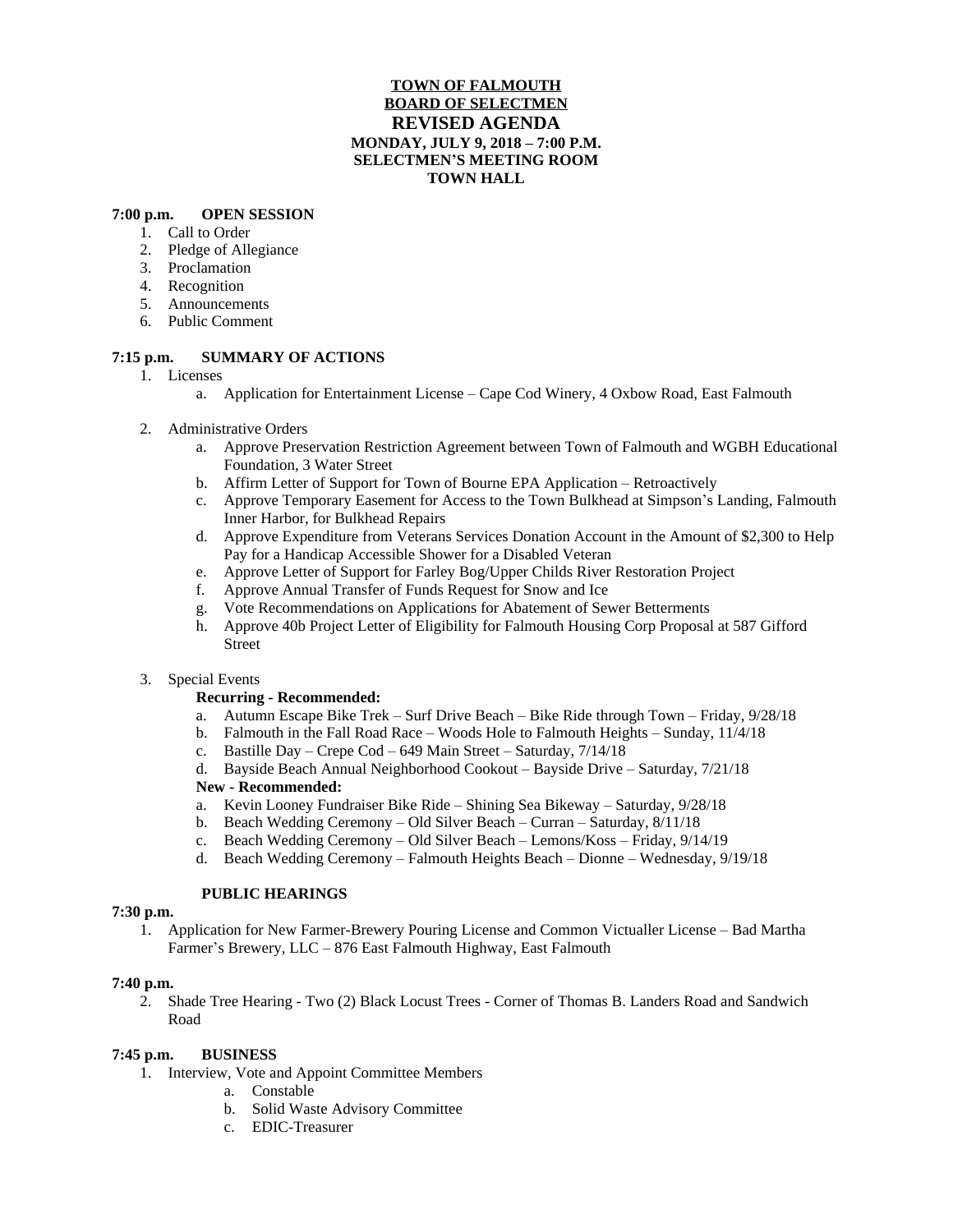**TOWN OF FALMOUTH**
**BOARD OF SELECTMEN**

# REVISED AGENDA

**MONDAY, JULY 9, 2018 – 7:00 P.M.**
**SELECTMEN'S MEETING ROOM**
**TOWN HALL**

## 7:00 p.m. OPEN SESSION

1. Call to Order
2. Pledge of Allegiance
3. Proclamation
4. Recognition
5. Announcements
6. Public Comment

## 7:15 p.m. SUMMARY OF ACTIONS

1. Licenses
   a. Application for Entertainment License – Cape Cod Winery, 4 Oxbow Road, East Falmouth

2. Administrative Orders
   a. Approve Preservation Restriction Agreement between Town of Falmouth and WGBH Educational Foundation, 3 Water Street
   b. Affirm Letter of Support for Town of Bourne EPA Application – Retroactively
   c. Approve Temporary Easement for Access to the Town Bulkhead at Simpson's Landing, Falmouth Inner Harbor, for Bulkhead Repairs
   d. Approve Expenditure from Veterans Services Donation Account in the Amount of $2,300 to Help Pay for a Handicap Accessible Shower for a Disabled Veteran
   e. Approve Letter of Support for Farley Bog/Upper Childs River Restoration Project
   f. Approve Annual Transfer of Funds Request for Snow and Ice
   g. Vote Recommendations on Applications for Abatement of Sewer Betterments
   h. Approve 40b Project Letter of Eligibility for Falmouth Housing Corp Proposal at 587 Gifford Street

3. Special Events

   **Recurring - Recommended:**
   a. Autumn Escape Bike Trek – Surf Drive Beach – Bike Ride through Town – Friday, 9/28/18
   b. Falmouth in the Fall Road Race – Woods Hole to Falmouth Heights – Sunday, 11/4/18
   c. Bastille Day – Crepe Cod – 649 Main Street – Saturday, 7/14/18
   d. Bayside Beach Annual Neighborhood Cookout – Bayside Drive – Saturday, 7/21/18

   **New - Recommended:**
   a. Kevin Looney Fundraiser Bike Ride – Shining Sea Bikeway – Saturday, 9/28/18
   b. Beach Wedding Ceremony – Old Silver Beach – Curran – Saturday, 8/11/18
   c. Beach Wedding Ceremony – Old Silver Beach – Lemons/Koss – Friday, 9/14/19
   d. Beach Wedding Ceremony – Falmouth Heights Beach – Dionne – Wednesday, 9/19/18

## PUBLIC HEARINGS

**7:30 p.m.**

1. Application for New Farmer-Brewery Pouring License and Common Victualler License – Bad Martha Farmer's Brewery, LLC – 876 East Falmouth Highway, East Falmouth

**7:40 p.m.**

2. Shade Tree Hearing - Two (2) Black Locust Trees - Corner of Thomas B. Landers Road and Sandwich Road

## 7:45 p.m. BUSINESS

1. Interview, Vote and Appoint Committee Members
   a. Constable
   b. Solid Waste Advisory Committee
   c. EDIC-Treasurer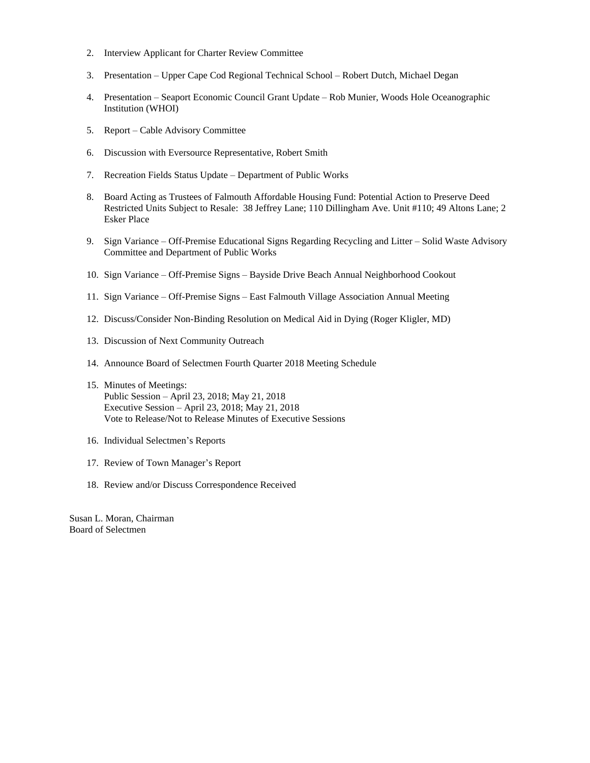2. Interview Applicant for Charter Review Committee

3. Presentation – Upper Cape Cod Regional Technical School – Robert Dutch, Michael Degan

4. Presentation – Seaport Economic Council Grant Update – Rob Munier, Woods Hole Oceanographic Institution (WHOI)

5. Report – Cable Advisory Committee

6. Discussion with Eversource Representative, Robert Smith

7. Recreation Fields Status Update – Department of Public Works

8. Board Acting as Trustees of Falmouth Affordable Housing Fund: Potential Action to Preserve Deed Restricted Units Subject to Resale: 38 Jeffrey Lane; 110 Dillingham Ave. Unit #110; 49 Altons Lane; 2 Esker Place

9. Sign Variance – Off-Premise Educational Signs Regarding Recycling and Litter – Solid Waste Advisory Committee and Department of Public Works

10. Sign Variance – Off-Premise Signs – Bayside Drive Beach Annual Neighborhood Cookout

11. Sign Variance – Off-Premise Signs – East Falmouth Village Association Annual Meeting

12. Discuss/Consider Non-Binding Resolution on Medical Aid in Dying (Roger Kligler, MD)

13. Discussion of Next Community Outreach

14. Announce Board of Selectmen Fourth Quarter 2018 Meeting Schedule

15. Minutes of Meetings:
    Public Session – April 23, 2018; May 21, 2018
    Executive Session – April 23, 2018; May 21, 2018
    Vote to Release/Not to Release Minutes of Executive Sessions

16. Individual Selectmen's Reports

17. Review of Town Manager's Report

18. Review and/or Discuss Correspondence Received

Susan L. Moran, Chairman
Board of Selectmen